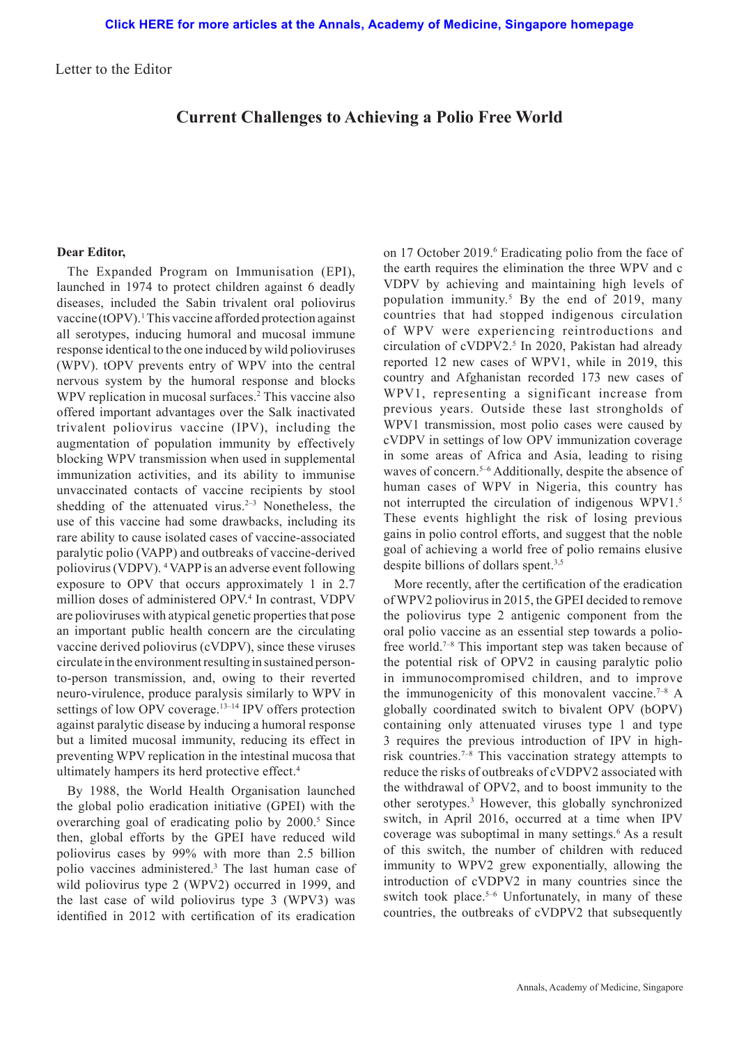Letter to the Editor

# Current Challenges to Achieving a Polio Free World

**Dear Editor,**

The Expanded Program on Immunisation (EPI), launched in 1974 to protect children against 6 deadly diseases, included the Sabin trivalent oral poliovirus vaccine (tOPV).[1] This vaccine afforded protection against all serotypes, inducing humoral and mucosal immune response identical to the one induced by wild polioviruses (WPV). tOPV prevents entry of WPV into the central nervous system by the humoral response and blocks WPV replication in mucosal surfaces.[2] This vaccine also offered important advantages over the Salk inactivated trivalent poliovirus vaccine (IPV), including the augmentation of population immunity by effectively blocking WPV transmission when used in supplemental immunization activities, and its ability to immunise unvaccinated contacts of vaccine recipients by stool shedding of the attenuated virus.[2–3] Nonetheless, the use of this vaccine had some drawbacks, including its rare ability to cause isolated cases of vaccine-associated paralytic polio (VAPP) and outbreaks of vaccine-derived poliovirus (VDPV). [4] VAPP is an adverse event following exposure to OPV that occurs approximately 1 in 2.7 million doses of administered OPV.[4] In contrast, VDPV are polioviruses with atypical genetic properties that pose an important public health concern are the circulating vaccine derived poliovirus (cVDPV), since these viruses circulate in the environment resulting in sustained person-to-person transmission, and, owing to their reverted neuro-virulence, produce paralysis similarly to WPV in settings of low OPV coverage.[13–14] IPV offers protection against paralytic disease by inducing a humoral response but a limited mucosal immunity, reducing its effect in preventing WPV replication in the intestinal mucosa that ultimately hampers its herd protective effect.[4]

By 1988, the World Health Organisation launched the global polio eradication initiative (GPEI) with the overarching goal of eradicating polio by 2000.[5] Since then, global efforts by the GPEI have reduced wild poliovirus cases by 99% with more than 2.5 billion polio vaccines administered.[3] The last human case of wild poliovirus type 2 (WPV2) occurred in 1999, and the last case of wild poliovirus type 3 (WPV3) was identified in 2012 with certification of its eradication on 17 October 2019.[6] Eradicating polio from the face of the earth requires the elimination the three WPV and c VDPV by achieving and maintaining high levels of population immunity.[5] By the end of 2019, many countries that had stopped indigenous circulation of WPV were experiencing reintroductions and circulation of cVDPV2.[5] In 2020, Pakistan had already reported 12 new cases of WPV1, while in 2019, this country and Afghanistan recorded 173 new cases of WPV1, representing a significant increase from previous years. Outside these last strongholds of WPV1 transmission, most polio cases were caused by cVDPV in settings of low OPV immunization coverage in some areas of Africa and Asia, leading to rising waves of concern.[5–6] Additionally, despite the absence of human cases of WPV in Nigeria, this country has not interrupted the circulation of indigenous WPV1.[5] These events highlight the risk of losing previous gains in polio control efforts, and suggest that the noble goal of achieving a world free of polio remains elusive despite billions of dollars spent.[3,5]

More recently, after the certification of the eradication of WPV2 poliovirus in 2015, the GPEI decided to remove the poliovirus type 2 antigenic component from the oral polio vaccine as an essential step towards a polio-free world.[7–8] This important step was taken because of the potential risk of OPV2 in causing paralytic polio in immunocompromised children, and to improve the immunogenicity of this monovalent vaccine.[7–8] A globally coordinated switch to bivalent OPV (bOPV) containing only attenuated viruses type 1 and type 3 requires the previous introduction of IPV in high-risk countries.[7–8] This vaccination strategy attempts to reduce the risks of outbreaks of cVDPV2 associated with the withdrawal of OPV2, and to boost immunity to the other serotypes.[3] However, this globally synchronized switch, in April 2016, occurred at a time when IPV coverage was suboptimal in many settings.[6] As a result of this switch, the number of children with reduced immunity to WPV2 grew exponentially, allowing the introduction of cVDPV2 in many countries since the switch took place.[5–6] Unfortunately, in many of these countries, the outbreaks of cVDPV2 that subsequently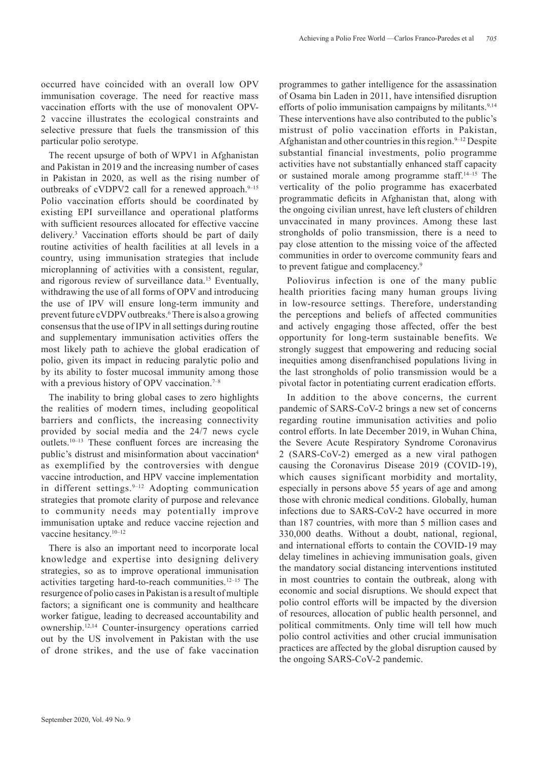occurred have coincided with an overall low OPV immunisation coverage. The need for reactive mass vaccination efforts with the use of monovalent OPV-2 vaccine illustrates the ecological constraints and selective pressure that fuels the transmission of this particular polio serotype.

The recent upsurge of both of WPV1 in Afghanistan and Pakistan in 2019 and the increasing number of cases in Pakistan in 2020, as well as the rising number of outbreaks of cVDPV2 call for a renewed approach.[9–15] Polio vaccination efforts should be coordinated by existing EPI surveillance and operational platforms with sufficient resources allocated for effective vaccine delivery.[3] Vaccination efforts should be part of daily routine activities of health facilities at all levels in a country, using immunisation strategies that include microplanning of activities with a consistent, regular, and rigorous review of surveillance data.[15] Eventually, withdrawing the use of all forms of OPV and introducing the use of IPV will ensure long-term immunity and prevent future cVDPV outbreaks.[6] There is also a growing consensus that the use of IPV in all settings during routine and supplementary immunisation activities offers the most likely path to achieve the global eradication of polio, given its impact in reducing paralytic polio and by its ability to foster mucosal immunity among those with a previous history of OPV vaccination.[7–8]

The inability to bring global cases to zero highlights the realities of modern times, including geopolitical barriers and conflicts, the increasing connectivity provided by social media and the 24/7 news cycle outlets.[10–13] These confluent forces are increasing the public's distrust and misinformation about vaccination[4] as exemplified by the controversies with dengue vaccine introduction, and HPV vaccine implementation in different settings.[9–12] Adopting communication strategies that promote clarity of purpose and relevance to community needs may potentially improve immunisation uptake and reduce vaccine rejection and vaccine hesitancy.[10–12]

There is also an important need to incorporate local knowledge and expertise into designing delivery strategies, so as to improve operational immunisation activities targeting hard-to-reach communities.[12–15] The resurgence of polio cases in Pakistan is a result of multiple factors; a significant one is community and healthcare worker fatigue, leading to decreased accountability and ownership.[12,14] Counter-insurgency operations carried out by the US involvement in Pakistan with the use of drone strikes, and the use of fake vaccination programmes to gather intelligence for the assassination of Osama bin Laden in 2011, have intensified disruption efforts of polio immunisation campaigns by militants.[9,14] These interventions have also contributed to the public's mistrust of polio vaccination efforts in Pakistan, Afghanistan and other countries in this region.[9–12] Despite substantial financial investments, polio programme activities have not substantially enhanced staff capacity or sustained morale among programme staff.[14–15] The verticality of the polio programme has exacerbated programmatic deficits in Afghanistan that, along with the ongoing civilian unrest, have left clusters of children unvaccinated in many provinces. Among these last strongholds of polio transmission, there is a need to pay close attention to the missing voice of the affected communities in order to overcome community fears and to prevent fatigue and complacency.[9]

Poliovirus infection is one of the many public health priorities facing many human groups living in low-resource settings. Therefore, understanding the perceptions and beliefs of affected communities and actively engaging those affected, offer the best opportunity for long-term sustainable benefits. We strongly suggest that empowering and reducing social inequities among disenfranchised populations living in the last strongholds of polio transmission would be a pivotal factor in potentiating current eradication efforts.

In addition to the above concerns, the current pandemic of SARS-CoV-2 brings a new set of concerns regarding routine immunisation activities and polio control efforts. In late December 2019, in Wuhan China, the Severe Acute Respiratory Syndrome Coronavirus 2 (SARS-CoV-2) emerged as a new viral pathogen causing the Coronavirus Disease 2019 (COVID-19), which causes significant morbidity and mortality, especially in persons above 55 years of age and among those with chronic medical conditions. Globally, human infections due to SARS-CoV-2 have occurred in more than 187 countries, with more than 5 million cases and 330,000 deaths. Without a doubt, national, regional, and international efforts to contain the COVID-19 may delay timelines in achieving immunisation goals, given the mandatory social distancing interventions instituted in most countries to contain the outbreak, along with economic and social disruptions. We should expect that polio control efforts will be impacted by the diversion of resources, allocation of public health personnel, and political commitments. Only time will tell how much polio control activities and other crucial immunisation practices are affected by the global disruption caused by the ongoing SARS-CoV-2 pandemic.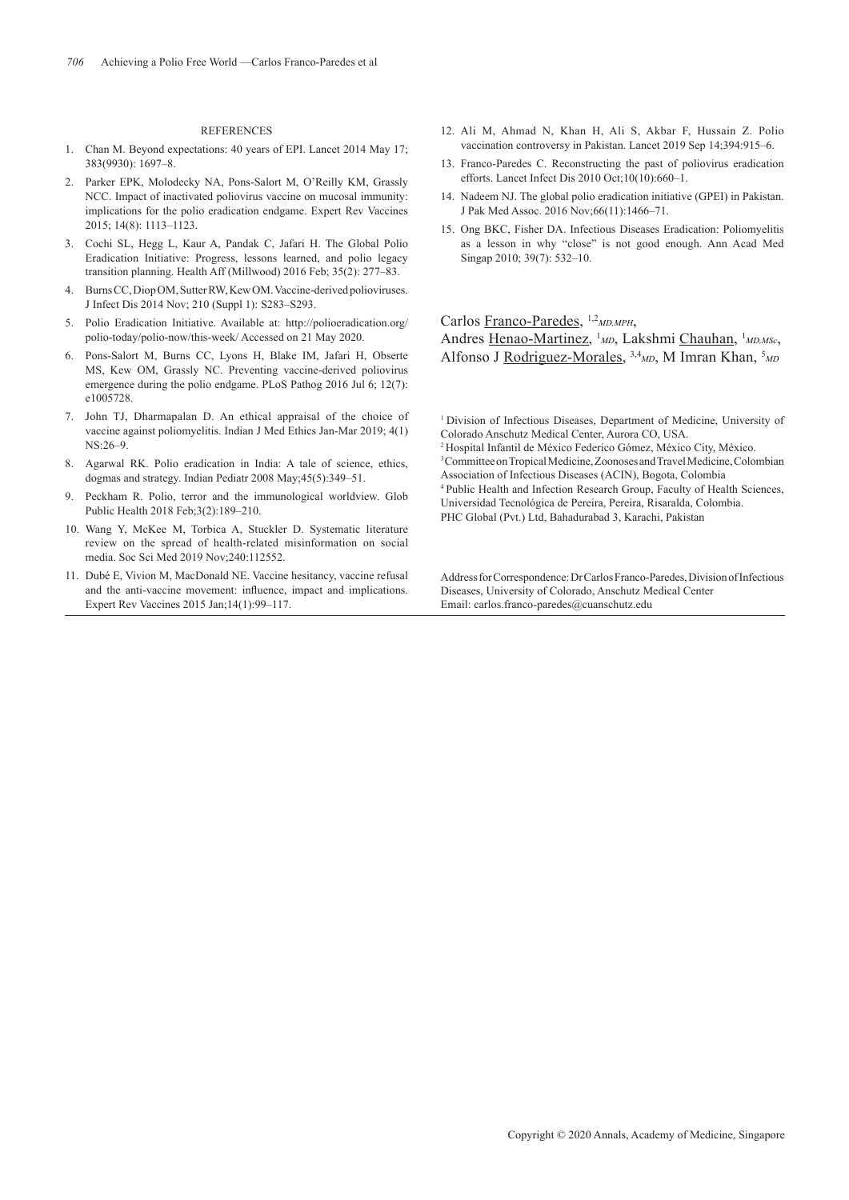## REFERENCES

1. Chan M. Beyond expectations: 40 years of EPI. Lancet 2014 May 17; 383(9930): 1697–8.
2. Parker EPK, Molodecky NA, Pons-Salort M, O'Reilly KM, Grassly NCC. Impact of inactivated poliovirus vaccine on mucosal immunity: implications for the polio eradication endgame. Expert Rev Vaccines 2015; 14(8): 1113–1123.
3. Cochi SL, Hegg L, Kaur A, Pandak C, Jafari H. The Global Polio Eradication Initiative: Progress, lessons learned, and polio legacy transition planning. Health Aff (Millwood) 2016 Feb; 35(2): 277–83.
4. Burns CC, Diop OM, Sutter RW, Kew OM. Vaccine-derived polioviruses. J Infect Dis 2014 Nov; 210 (Suppl 1): S283–S293.
5. Polio Eradication Initiative. Available at: http://polioeradication.org/polio-today/polio-now/this-week/ Accessed on 21 May 2020.
6. Pons-Salort M, Burns CC, Lyons H, Blake IM, Jafari H, Obserte MS, Kew OM, Grassly NC. Preventing vaccine-derived poliovirus emergence during the polio endgame. PLoS Pathog 2016 Jul 6; 12(7): e1005728.
7. John TJ, Dharmapalan D. An ethical appraisal of the choice of vaccine against poliomyelitis. Indian J Med Ethics Jan-Mar 2019; 4(1) NS:26–9.
8. Agarwal RK. Polio eradication in India: A tale of science, ethics, dogmas and strategy. Indian Pediatr 2008 May;45(5):349–51.
9. Peckham R. Polio, terror and the immunological worldview. Glob Public Health 2018 Feb;3(2):189–210.
10. Wang Y, McKee M, Torbica A, Stuckler D. Systematic literature review on the spread of health-related misinformation on social media. Soc Sci Med 2019 Nov;240:112552.
11. Dubé E, Vivion M, MacDonald NE. Vaccine hesitancy, vaccine refusal and the anti-vaccine movement: influence, impact and implications. Expert Rev Vaccines 2015 Jan;14(1):99–117.
12. Ali M, Ahmad N, Khan H, Ali S, Akbar F, Hussain Z. Polio vaccination controversy in Pakistan. Lancet 2019 Sep 14;394:915–6.
13. Franco-Paredes C. Reconstructing the past of poliovirus eradication efforts. Lancet Infect Dis 2010 Oct;10(10):660–1.
14. Nadeem NJ. The global polio eradication initiative (GPEI) in Pakistan. J Pak Med Assoc. 2016 Nov;66(11):1466–71.
15. Ong BKC, Fisher DA. Infectious Diseases Eradication: Poliomyelitis as a lesson in why "close" is not good enough. Ann Acad Med Singap 2010; 39(7): 532–10.

Carlos Franco-Paredes, [1,2] *MD,MPH*,
Andres Henao-Martinez, [1] *MD*, Lakshmi Chauhan, [1] *MD,MSc*,
Alfonso J Rodriguez-Morales, [3,4] *MD*, M Imran Khan, [5] *MD*

[1] Division of Infectious Diseases, Department of Medicine, University of Colorado Anschutz Medical Center, Aurora CO, USA.
[2] Hospital Infantil de México Federico Gómez, México City, México.
[3] Committee on Tropical Medicine, Zoonoses and Travel Medicine, Colombian Association of Infectious Diseases (ACIN), Bogota, Colombia
[4] Public Health and Infection Research Group, Faculty of Health Sciences, Universidad Tecnológica de Pereira, Pereira, Risaralda, Colombia.
PHC Global (Pvt.) Ltd, Bahadurabad 3, Karachi, Pakistan

Address for Correspondence: Dr Carlos Franco-Paredes, Division of Infectious Diseases, University of Colorado, Anschutz Medical Center
Email: carlos.franco-paredes@cuanschutz.edu